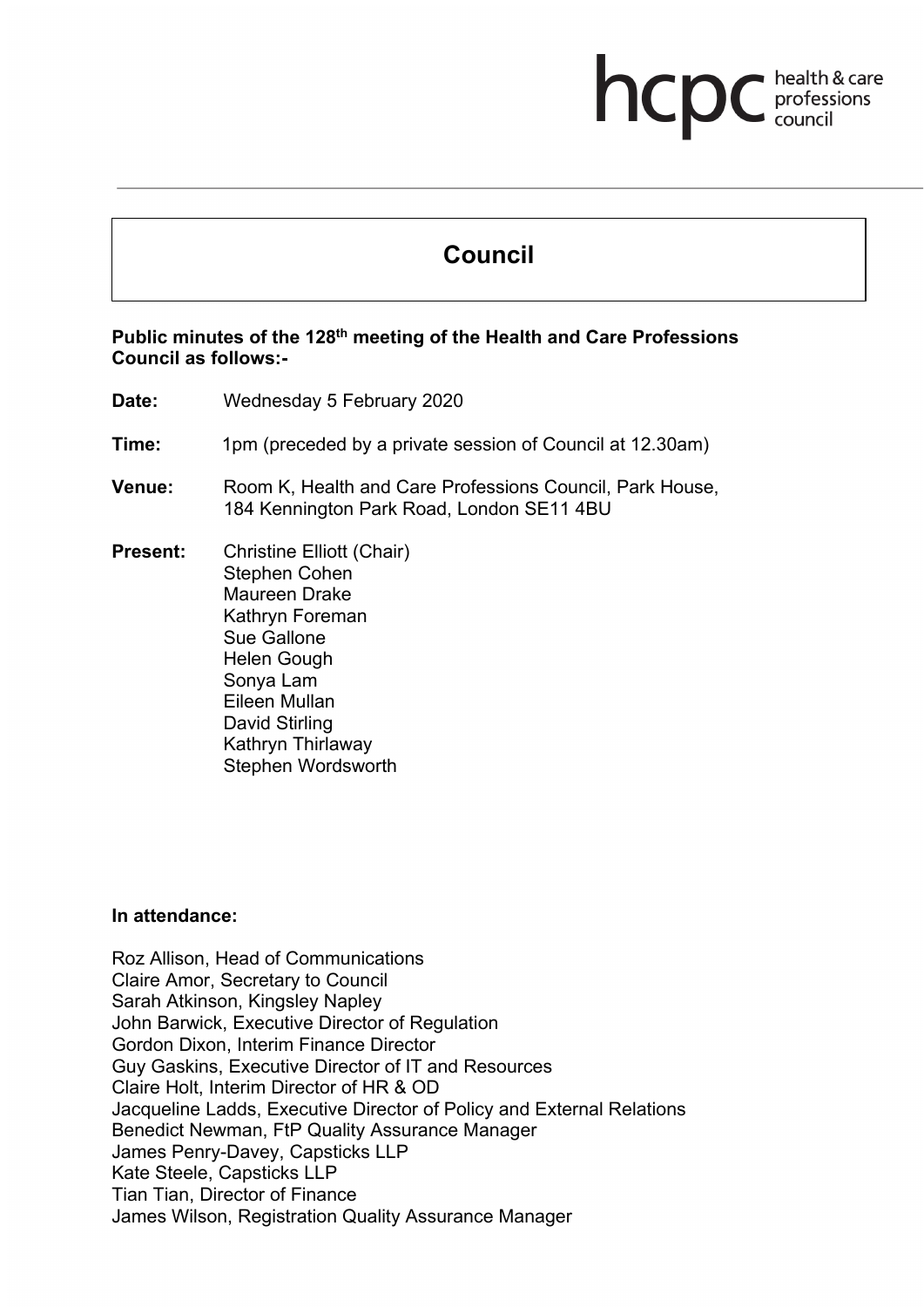# Council

**Public minutes of the 128th meeting of the Health and Care Professions Council as follows:-**

**Date:** Wednesday 5 February 2020

**Time:** 1pm (preceded by a private session of Council at 12.30am)

**Venue:** Room K, Health and Care Professions Council, Park House, 184 Kennington Park Road, London SE11 4BU

**Present:** Christine Elliott (Chair)
Stephen Cohen
Maureen Drake
Kathryn Foreman
Sue Gallone
Helen Gough
Sonya Lam
Eileen Mullan
David Stirling
Kathryn Thirlaway
Stephen Wordsworth

**In attendance:**

Roz Allison, Head of Communications
Claire Amor, Secretary to Council
Sarah Atkinson, Kingsley Napley
John Barwick, Executive Director of Regulation
Gordon Dixon, Interim Finance Director
Guy Gaskins, Executive Director of IT and Resources
Claire Holt, Interim Director of HR & OD
Jacqueline Ladds, Executive Director of Policy and External Relations
Benedict Newman, FtP Quality Assurance Manager
James Penry-Davey, Capsticks LLP
Kate Steele, Capsticks LLP
Tian Tian, Director of Finance
James Wilson, Registration Quality Assurance Manager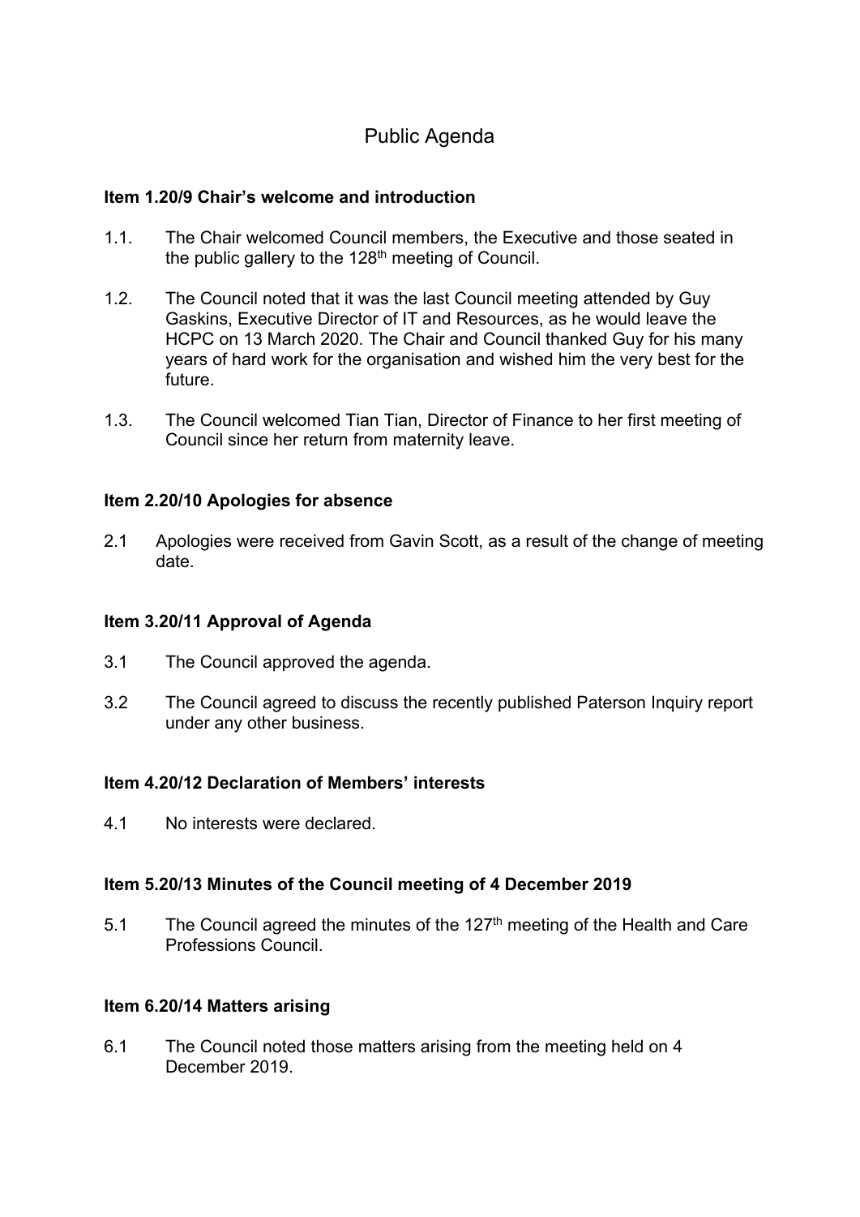# Public Agenda

### Item 1.20/9 Chair's welcome and introduction

1.1. The Chair welcomed Council members, the Executive and those seated in the public gallery to the 128th meeting of Council.

1.2. The Council noted that it was the last Council meeting attended by Guy Gaskins, Executive Director of IT and Resources, as he would leave the HCPC on 13 March 2020. The Chair and Council thanked Guy for his many years of hard work for the organisation and wished him the very best for the future.

1.3. The Council welcomed Tian Tian, Director of Finance to her first meeting of Council since her return from maternity leave.

### Item 2.20/10 Apologies for absence

2.1 Apologies were received from Gavin Scott, as a result of the change of meeting date.

### Item 3.20/11 Approval of Agenda

3.1 The Council approved the agenda.

3.2 The Council agreed to discuss the recently published Paterson Inquiry report under any other business.

### Item 4.20/12 Declaration of Members' interests

4.1 No interests were declared.

### Item 5.20/13 Minutes of the Council meeting of 4 December 2019

5.1 The Council agreed the minutes of the 127th meeting of the Health and Care Professions Council.

### Item 6.20/14 Matters arising

6.1 The Council noted those matters arising from the meeting held on 4 December 2019.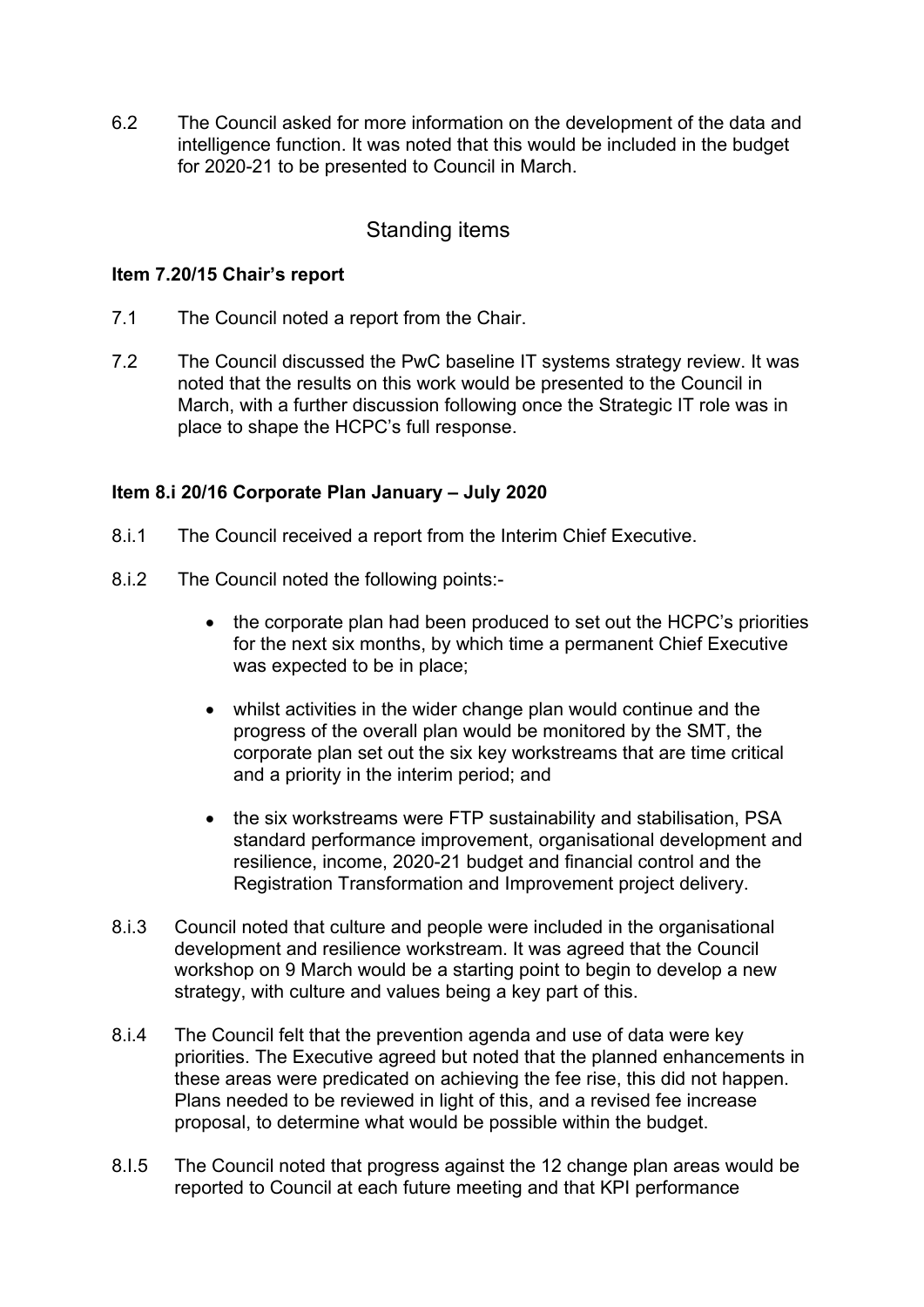6.2 The Council asked for more information on the development of the data and intelligence function. It was noted that this would be included in the budget for 2020-21 to be presented to Council in March.

## Standing items

**Item 7.20/15 Chair's report**

7.1 The Council noted a report from the Chair.

7.2 The Council discussed the PwC baseline IT systems strategy review. It was noted that the results on this work would be presented to the Council in March, with a further discussion following once the Strategic IT role was in place to shape the HCPC's full response.

**Item 8.i 20/16 Corporate Plan January – July 2020**

8.i.1 The Council received a report from the Interim Chief Executive.

8.i.2 The Council noted the following points:-

- the corporate plan had been produced to set out the HCPC's priorities for the next six months, by which time a permanent Chief Executive was expected to be in place;

- whilst activities in the wider change plan would continue and the progress of the overall plan would be monitored by the SMT, the corporate plan set out the six key workstreams that are time critical and a priority in the interim period; and

- the six workstreams were FTP sustainability and stabilisation, PSA standard performance improvement, organisational development and resilience, income, 2020-21 budget and financial control and the Registration Transformation and Improvement project delivery.

8.i.3 Council noted that culture and people were included in the organisational development and resilience workstream. It was agreed that the Council workshop on 9 March would be a starting point to begin to develop a new strategy, with culture and values being a key part of this.

8.i.4 The Council felt that the prevention agenda and use of data were key priorities. The Executive agreed but noted that the planned enhancements in these areas were predicated on achieving the fee rise, this did not happen. Plans needed to be reviewed in light of this, and a revised fee increase proposal, to determine what would be possible within the budget.

8.I.5 The Council noted that progress against the 12 change plan areas would be reported to Council at each future meeting and that KPI performance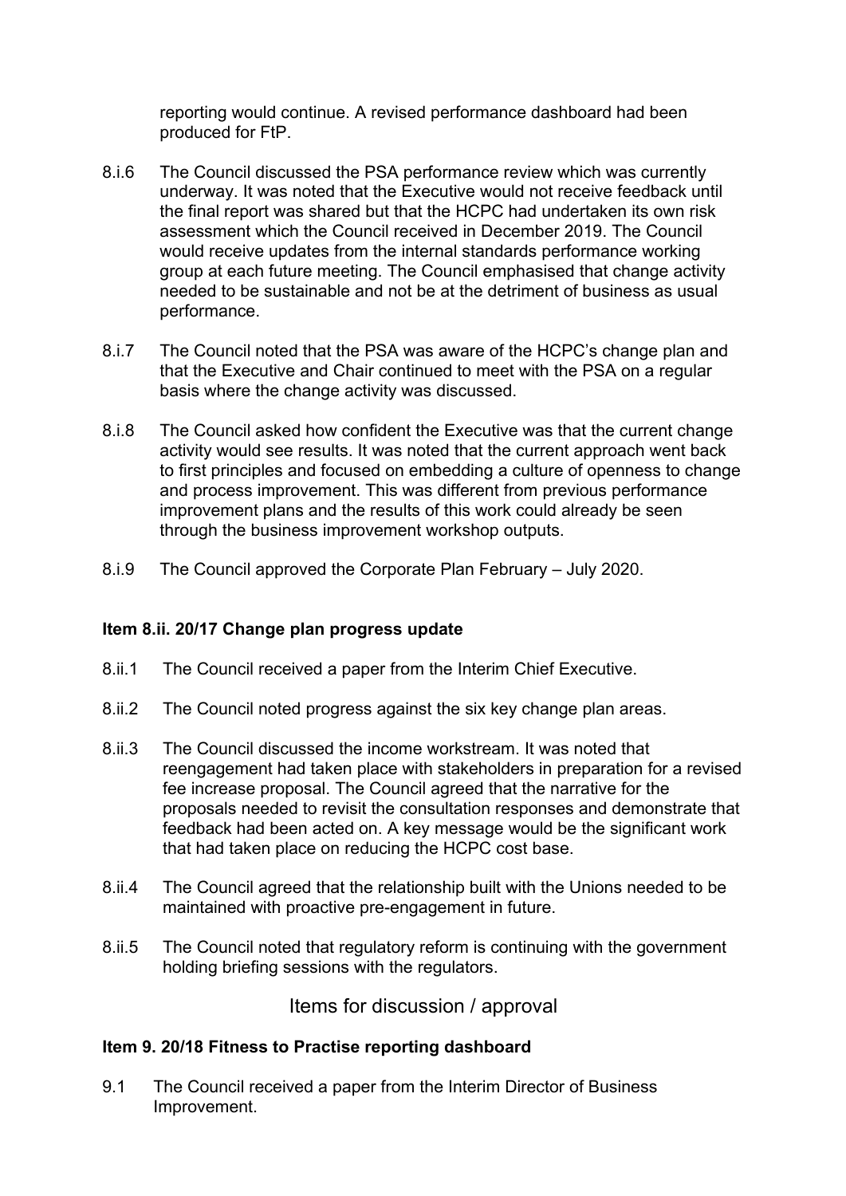reporting would continue. A revised performance dashboard had been produced for FtP.

8.i.6 The Council discussed the PSA performance review which was currently underway. It was noted that the Executive would not receive feedback until the final report was shared but that the HCPC had undertaken its own risk assessment which the Council received in December 2019. The Council would receive updates from the internal standards performance working group at each future meeting. The Council emphasised that change activity needed to be sustainable and not be at the detriment of business as usual performance.

8.i.7 The Council noted that the PSA was aware of the HCPC's change plan and that the Executive and Chair continued to meet with the PSA on a regular basis where the change activity was discussed.

8.i.8 The Council asked how confident the Executive was that the current change activity would see results. It was noted that the current approach went back to first principles and focused on embedding a culture of openness to change and process improvement. This was different from previous performance improvement plans and the results of this work could already be seen through the business improvement workshop outputs.

8.i.9 The Council approved the Corporate Plan February – July 2020.

**Item 8.ii. 20/17 Change plan progress update**

8.ii.1 The Council received a paper from the Interim Chief Executive.

8.ii.2 The Council noted progress against the six key change plan areas.

8.ii.3 The Council discussed the income workstream. It was noted that reengagement had taken place with stakeholders in preparation for a revised fee increase proposal. The Council agreed that the narrative for the proposals needed to revisit the consultation responses and demonstrate that feedback had been acted on. A key message would be the significant work that had taken place on reducing the HCPC cost base.

8.ii.4 The Council agreed that the relationship built with the Unions needed to be maintained with proactive pre-engagement in future.

8.ii.5 The Council noted that regulatory reform is continuing with the government holding briefing sessions with the regulators.

## Items for discussion / approval

**Item 9. 20/18 Fitness to Practise reporting dashboard**

9.1 The Council received a paper from the Interim Director of Business Improvement.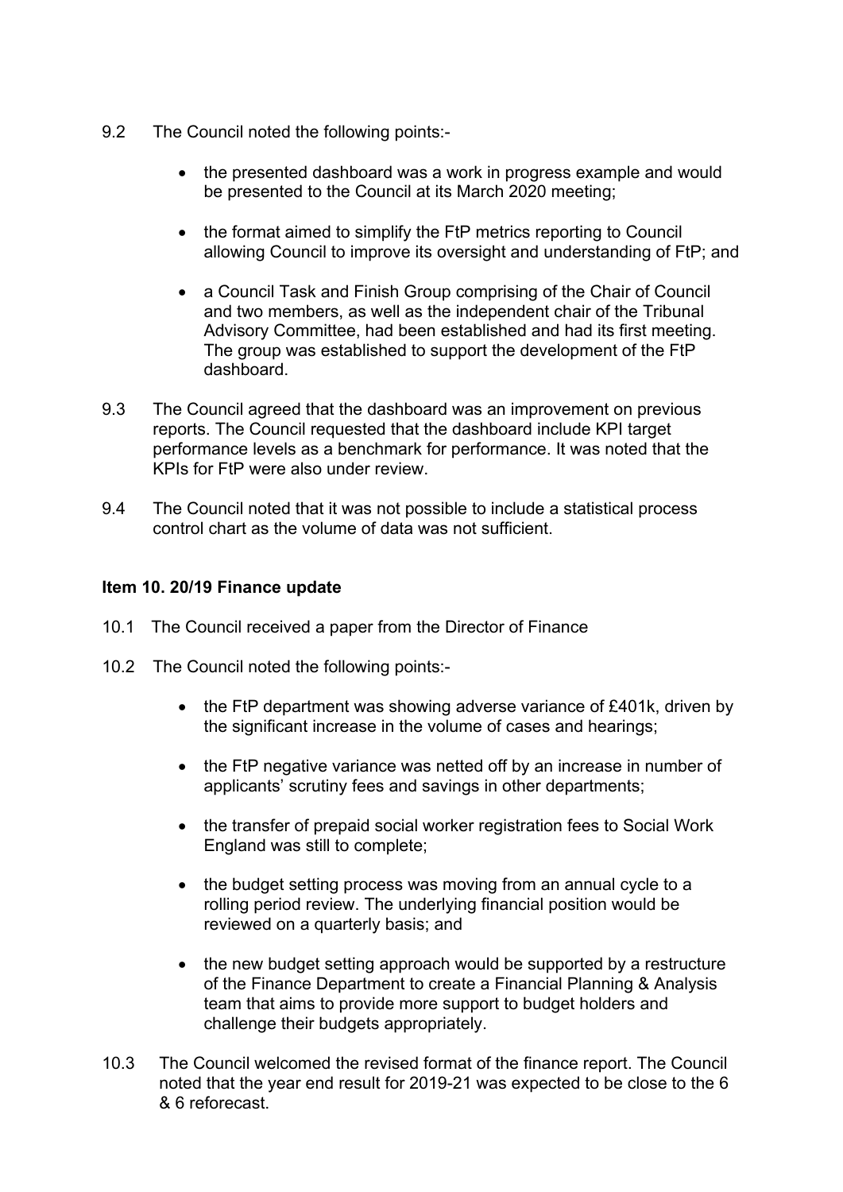9.2 The Council noted the following points:-

- the presented dashboard was a work in progress example and would be presented to the Council at its March 2020 meeting;

- the format aimed to simplify the FtP metrics reporting to Council allowing Council to improve its oversight and understanding of FtP; and

- a Council Task and Finish Group comprising of the Chair of Council and two members, as well as the independent chair of the Tribunal Advisory Committee, had been established and had its first meeting. The group was established to support the development of the FtP dashboard.

9.3 The Council agreed that the dashboard was an improvement on previous reports. The Council requested that the dashboard include KPI target performance levels as a benchmark for performance. It was noted that the KPIs for FtP were also under review.

9.4 The Council noted that it was not possible to include a statistical process control chart as the volume of data was not sufficient.

**Item 10. 20/19 Finance update**

10.1 The Council received a paper from the Director of Finance

10.2 The Council noted the following points:-

- the FtP department was showing adverse variance of £401k, driven by the significant increase in the volume of cases and hearings;

- the FtP negative variance was netted off by an increase in number of applicants' scrutiny fees and savings in other departments;

- the transfer of prepaid social worker registration fees to Social Work England was still to complete;

- the budget setting process was moving from an annual cycle to a rolling period review. The underlying financial position would be reviewed on a quarterly basis; and

- the new budget setting approach would be supported by a restructure of the Finance Department to create a Financial Planning & Analysis team that aims to provide more support to budget holders and challenge their budgets appropriately.

10.3 The Council welcomed the revised format of the finance report. The Council noted that the year end result for 2019-21 was expected to be close to the 6 & 6 reforecast.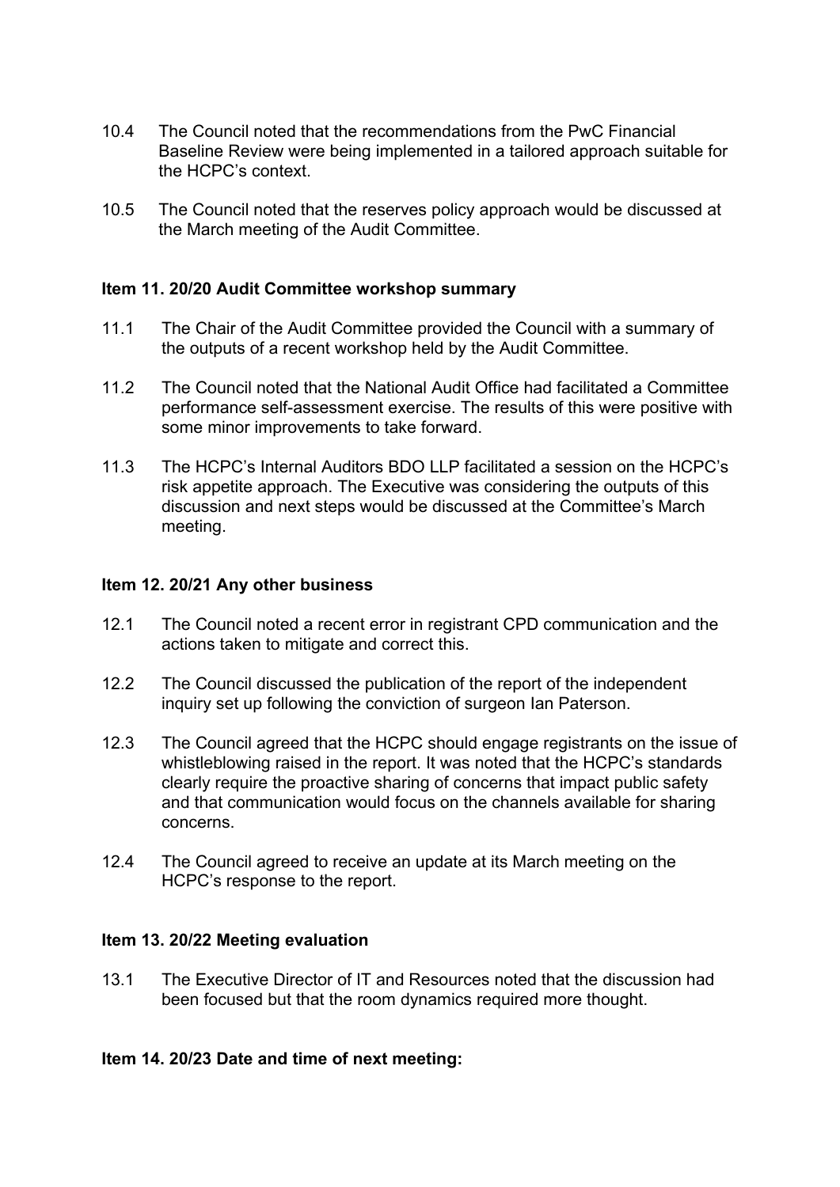10.4 The Council noted that the recommendations from the PwC Financial Baseline Review were being implemented in a tailored approach suitable for the HCPC's context.

10.5 The Council noted that the reserves policy approach would be discussed at the March meeting of the Audit Committee.

**Item 11. 20/20 Audit Committee workshop summary**

11.1 The Chair of the Audit Committee provided the Council with a summary of the outputs of a recent workshop held by the Audit Committee.

11.2 The Council noted that the National Audit Office had facilitated a Committee performance self-assessment exercise. The results of this were positive with some minor improvements to take forward.

11.3 The HCPC's Internal Auditors BDO LLP facilitated a session on the HCPC's risk appetite approach. The Executive was considering the outputs of this discussion and next steps would be discussed at the Committee's March meeting.

**Item 12. 20/21 Any other business**

12.1 The Council noted a recent error in registrant CPD communication and the actions taken to mitigate and correct this.

12.2 The Council discussed the publication of the report of the independent inquiry set up following the conviction of surgeon Ian Paterson.

12.3 The Council agreed that the HCPC should engage registrants on the issue of whistleblowing raised in the report. It was noted that the HCPC's standards clearly require the proactive sharing of concerns that impact public safety and that communication would focus on the channels available for sharing concerns.

12.4 The Council agreed to receive an update at its March meeting on the HCPC's response to the report.

**Item 13. 20/22 Meeting evaluation**

13.1 The Executive Director of IT and Resources noted that the discussion had been focused but that the room dynamics required more thought.

**Item 14. 20/23 Date and time of next meeting:**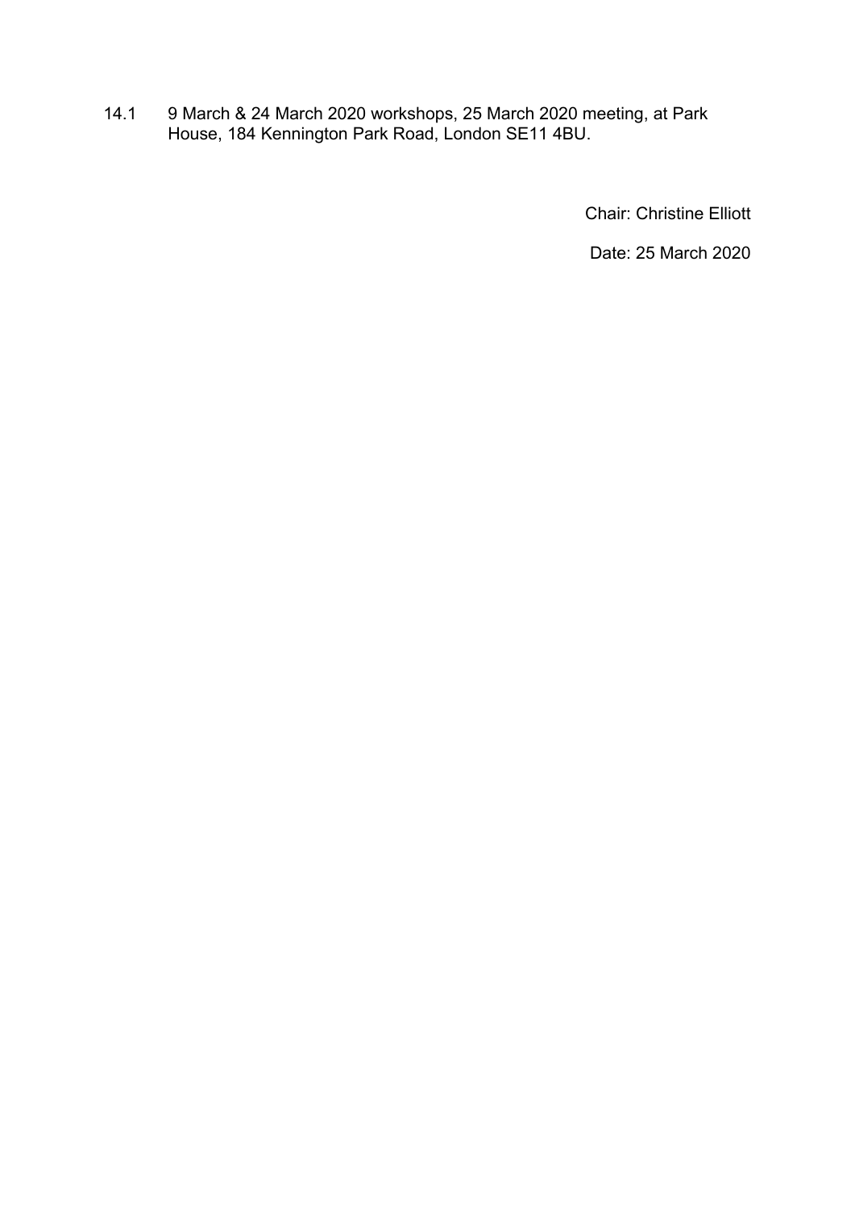14.1 9 March & 24 March 2020 workshops, 25 March 2020 meeting, at Park House, 184 Kennington Park Road, London SE11 4BU.

Chair: Christine Elliott

Date: 25 March 2020